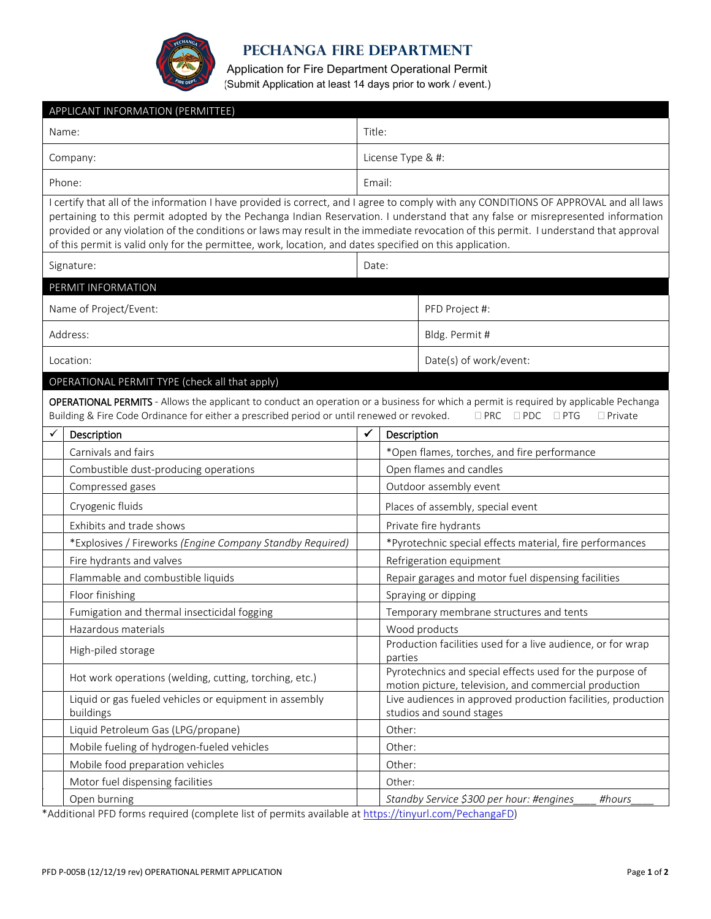# PECHANGA FIRE DEPARTMENT

Application for Fire Department Operational Permit

(Submit Application at least 14 days prior to work / event.)

## APPLICANT INFORMATION (PERMITTEE)

| | |
|---|---|
| Name: | Title: |
| Company: | License Type & #: |
| Phone: | Email: |

I certify that all of the information I have provided is correct, and I agree to comply with any CONDITIONS OF APPROVAL and all laws pertaining to this permit adopted by the Pechanga Indian Reservation. I understand that any false or misrepresented information provided or any violation of the conditions or laws may result in the immediate revocation of this permit. I understand that approval of this permit is valid only for the permittee, work, location, and dates specified on this application.

| | |
|---|---|
| Signature: | Date: |

## PERMIT INFORMATION

| | |
|---|---|
| Name of Project/Event: | PFD Project #: |
| Address: | Bldg. Permit # |
| Location: | Date(s) of work/event: |

## OPERATIONAL PERMIT TYPE (check all that apply)

**OPERATIONAL PERMITS** - Allows the applicant to conduct an operation or a business for which a permit is required by applicable Pechanga Building & Fire Code Ordinance for either a prescribed period or until renewed or revoked. ☐ PRC ☐ PDC ☐ PTG ☐ Private

| ✓ | Description | ✓ | Description |
|---|---|---|---|
| | Carnivals and fairs | | *Open flames, torches, and fire performance |
| | Combustible dust-producing operations | | Open flames and candles |
| | Compressed gases | | Outdoor assembly event |
| | Cryogenic fluids | | Places of assembly, special event |
| | Exhibits and trade shows | | Private fire hydrants |
| | *Explosives / Fireworks *(Engine Company Standby Required)* | | *Pyrotechnic special effects material, fire performances |
| | Fire hydrants and valves | | Refrigeration equipment |
| | Flammable and combustible liquids | | Repair garages and motor fuel dispensing facilities |
| | Floor finishing | | Spraying or dipping |
| | Fumigation and thermal insecticidal fogging | | Temporary membrane structures and tents |
| | Hazardous materials | | Wood products |
| | High-piled storage | | Production facilities used for a live audience, or for wrap parties |
| | Hot work operations (welding, cutting, torching, etc.) | | Pyrotechnics and special effects used for the purpose of motion picture, television, and commercial production |
| | Liquid or gas fueled vehicles or equipment in assembly buildings | | Live audiences in approved production facilities, production studios and sound stages |
| | Liquid Petroleum Gas (LPG/propane) | | Other: |
| | Mobile fueling of hydrogen-fueled vehicles | | Other: |
| | Mobile food preparation vehicles | | Other: |
| | Motor fuel dispensing facilities | | Other: |
| | Open burning | | *Standby Service $300 per hour: #engines____ #hours____* |

*Additional PFD forms required (complete list of permits available at https://tinyurl.com/PechangaFD)

PFD P-005B (12/12/19 rev) OPERATIONAL PERMIT APPLICATION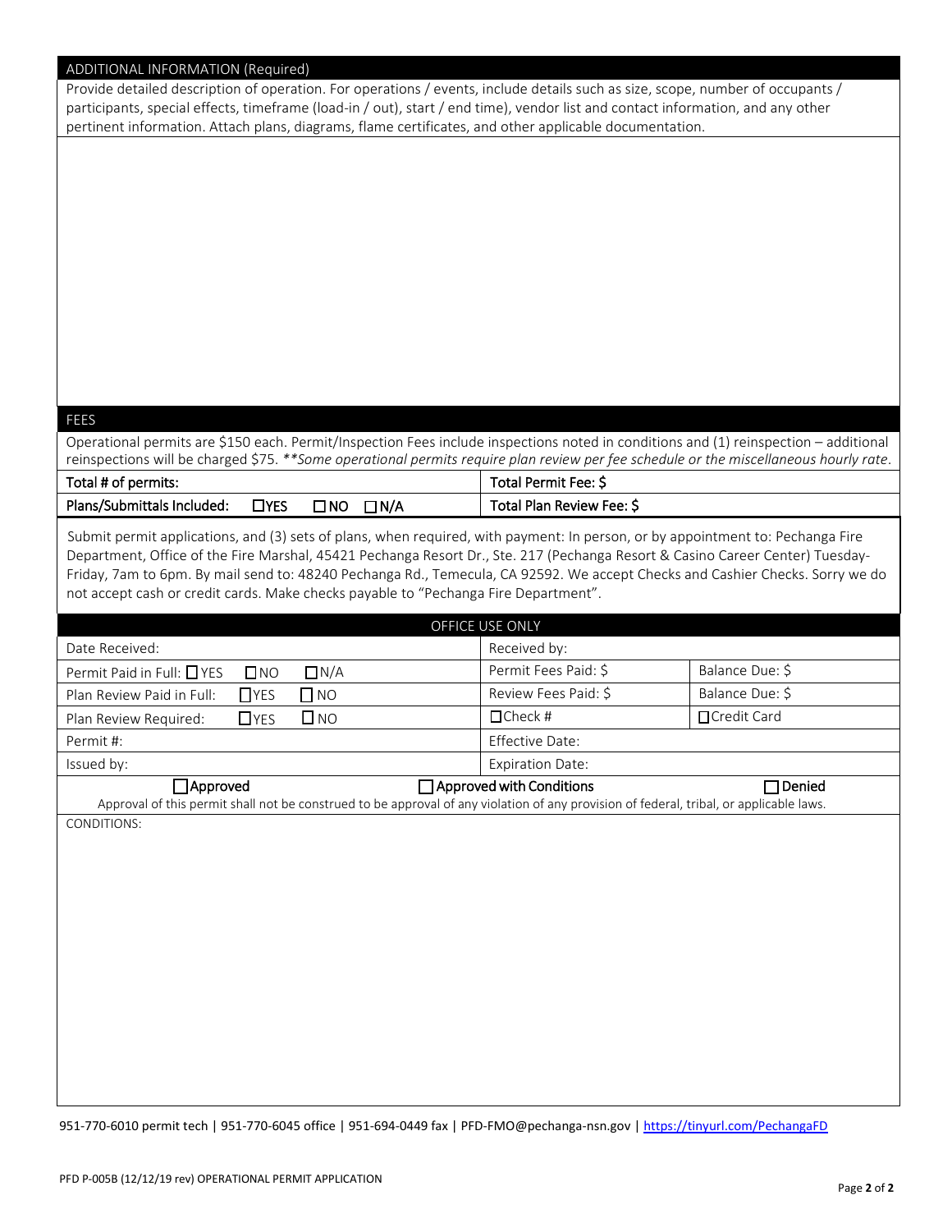## ADDITIONAL INFORMATION (Required)

Provide detailed description of operation. For operations / events, include details such as size, scope, number of occupants / participants, special effects, timeframe (load-in / out), start / end time), vendor list and contact information, and any other pertinent information. Attach plans, diagrams, flame certificates, and other applicable documentation.

## FEES

Operational permits are $150 each. Permit/Inspection Fees include inspections noted in conditions and (1) reinspection – additional reinspections will be charged $75. *\*\*Some operational permits require plan review per fee schedule or the miscellaneous hourly rate*.

| | |
|---|---|
| Total # of permits: | Total Permit Fee: $ |
| Plans/Submittals Included: ☐YES ☐NO ☐N/A | Total Plan Review Fee: $ |

Submit permit applications, and (3) sets of plans, when required, with payment: In person, or by appointment to: Pechanga Fire Department, Office of the Fire Marshal, 45421 Pechanga Resort Dr., Ste. 217 (Pechanga Resort & Casino Career Center) Tuesday-Friday, 7am to 6pm. By mail send to: 48240 Pechanga Rd., Temecula, CA 92592. We accept Checks and Cashier Checks. Sorry we do not accept cash or credit cards. Make checks payable to "Pechanga Fire Department".

## OFFICE USE ONLY

| | | |
|---|---|---|
| Date Received: | Received by: | |
| Permit Paid in Full: ☐YES ☐NO ☐N/A | Permit Fees Paid: $ | Balance Due: $ |
| Plan Review Paid in Full: ☐YES ☐NO | Review Fees Paid: $ | Balance Due: $ |
| Plan Review Required: ☐YES ☐NO | ☐Check # | ☐Credit Card |
| Permit #: | Effective Date: | |
| Issued by: | Expiration Date: | |

☐Approved ☐Approved with Conditions ☐Denied

Approval of this permit shall not be construed to be approval of any violation of any provision of federal, tribal, or applicable laws.

CONDITIONS:

951-770-6010 permit tech | 951-770-6045 office | 951-694-0449 fax | PFD-FMO@pechanga-nsn.gov | https://tinyurl.com/PechangaFD

PFD P-005B (12/12/19 rev) OPERATIONAL PERMIT APPLICATION